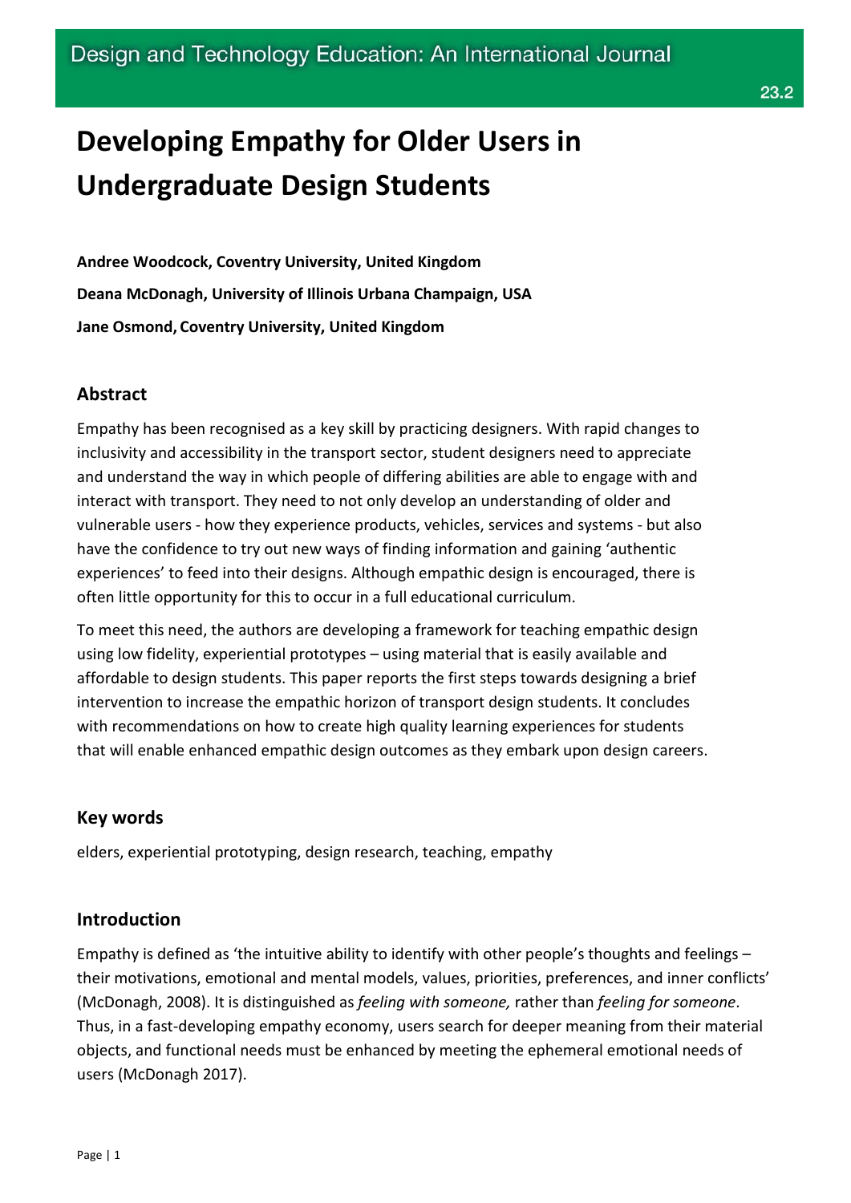# Developing Empathy for Older Users in Undergraduate Design Students

**Andree Woodcock, Coventry University, United Kingdom**

**Deana McDonagh, University of Illinois Urbana Champaign, USA**

**Jane Osmond, Coventry University, United Kingdom**

## Abstract

Empathy has been recognised as a key skill by practicing designers. With rapid changes to inclusivity and accessibility in the transport sector, student designers need to appreciate and understand the way in which people of differing abilities are able to engage with and interact with transport. They need to not only develop an understanding of older and vulnerable users - how they experience products, vehicles, services and systems - but also have the confidence to try out new ways of finding information and gaining 'authentic experiences' to feed into their designs. Although empathic design is encouraged, there is often little opportunity for this to occur in a full educational curriculum.

To meet this need, the authors are developing a framework for teaching empathic design using low fidelity, experiential prototypes – using material that is easily available and affordable to design students. This paper reports the first steps towards designing a brief intervention to increase the empathic horizon of transport design students. It concludes with recommendations on how to create high quality learning experiences for students that will enable enhanced empathic design outcomes as they embark upon design careers.

## Key words

elders, experiential prototyping, design research, teaching, empathy

## Introduction

Empathy is defined as 'the intuitive ability to identify with other people's thoughts and feelings – their motivations, emotional and mental models, values, priorities, preferences, and inner conflicts' (McDonagh, 2008). It is distinguished as *feeling with someone,* rather than *feeling for someone*. Thus, in a fast-developing empathy economy, users search for deeper meaning from their material objects, and functional needs must be enhanced by meeting the ephemeral emotional needs of users (McDonagh 2017).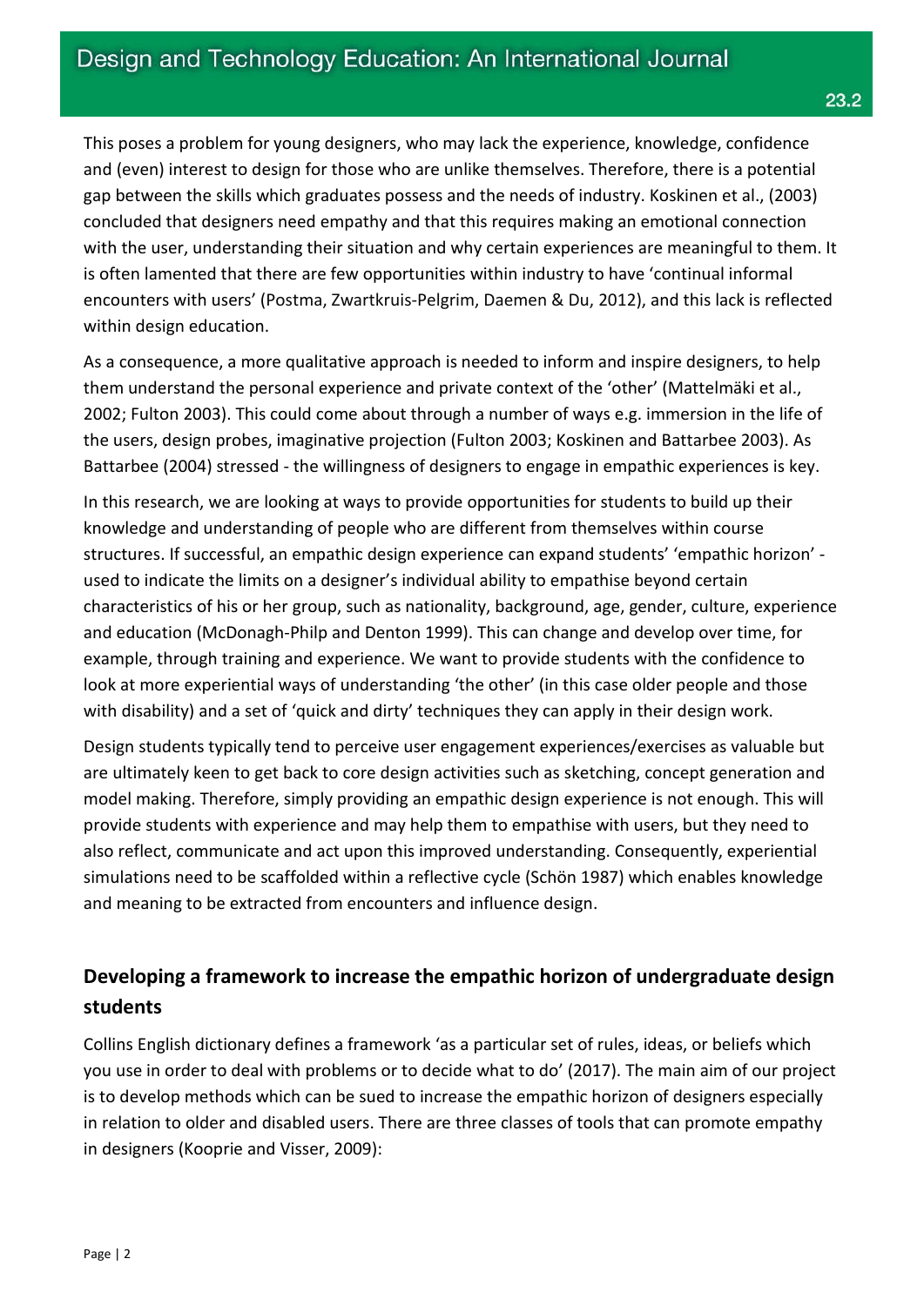This poses a problem for young designers, who may lack the experience, knowledge, confidence and (even) interest to design for those who are unlike themselves. Therefore, there is a potential gap between the skills which graduates possess and the needs of industry. Koskinen et al., (2003) concluded that designers need empathy and that this requires making an emotional connection with the user, understanding their situation and why certain experiences are meaningful to them. It is often lamented that there are few opportunities within industry to have 'continual informal encounters with users' (Postma, Zwartkruis-Pelgrim, Daemen & Du, 2012), and this lack is reflected within design education.

As a consequence, a more qualitative approach is needed to inform and inspire designers, to help them understand the personal experience and private context of the 'other' (Mattelmäki et al., 2002; Fulton 2003). This could come about through a number of ways e.g. immersion in the life of the users, design probes, imaginative projection (Fulton 2003; Koskinen and Battarbee 2003). As Battarbee (2004) stressed - the willingness of designers to engage in empathic experiences is key.

In this research, we are looking at ways to provide opportunities for students to build up their knowledge and understanding of people who are different from themselves within course structures. If successful, an empathic design experience can expand students' 'empathic horizon' - used to indicate the limits on a designer's individual ability to empathise beyond certain characteristics of his or her group, such as nationality, background, age, gender, culture, experience and education (McDonagh-Philp and Denton 1999). This can change and develop over time, for example, through training and experience. We want to provide students with the confidence to look at more experiential ways of understanding 'the other' (in this case older people and those with disability) and a set of 'quick and dirty' techniques they can apply in their design work.

Design students typically tend to perceive user engagement experiences/exercises as valuable but are ultimately keen to get back to core design activities such as sketching, concept generation and model making. Therefore, simply providing an empathic design experience is not enough. This will provide students with experience and may help them to empathise with users, but they need to also reflect, communicate and act upon this improved understanding. Consequently, experiential simulations need to be scaffolded within a reflective cycle (Schön 1987) which enables knowledge and meaning to be extracted from encounters and influence design.

## Developing a framework to increase the empathic horizon of undergraduate design students

Collins English dictionary defines a framework 'as a particular set of rules, ideas, or beliefs which you use in order to deal with problems or to decide what to do' (2017). The main aim of our project is to develop methods which can be sued to increase the empathic horizon of designers especially in relation to older and disabled users. There are three classes of tools that can promote empathy in designers (Kooprie and Visser, 2009):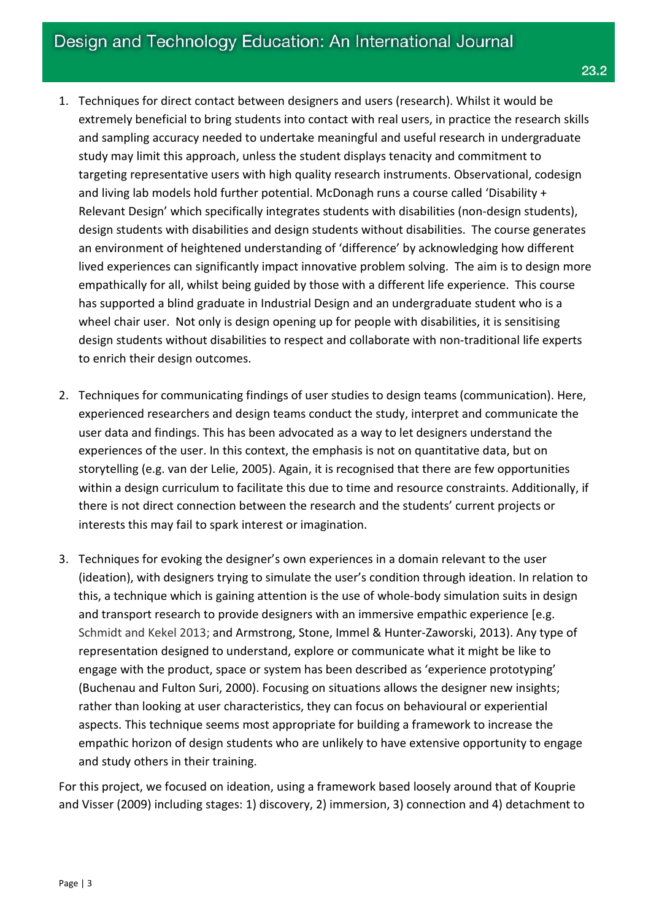1. Techniques for direct contact between designers and users (research). Whilst it would be extremely beneficial to bring students into contact with real users, in practice the research skills and sampling accuracy needed to undertake meaningful and useful research in undergraduate study may limit this approach, unless the student displays tenacity and commitment to targeting representative users with high quality research instruments. Observational, codesign and living lab models hold further potential. McDonagh runs a course called 'Disability + Relevant Design' which specifically integrates students with disabilities (non-design students), design students with disabilities and design students without disabilities. The course generates an environment of heightened understanding of 'difference' by acknowledging how different lived experiences can significantly impact innovative problem solving. The aim is to design more empathically for all, whilst being guided by those with a different life experience. This course has supported a blind graduate in Industrial Design and an undergraduate student who is a wheel chair user. Not only is design opening up for people with disabilities, it is sensitising design students without disabilities to respect and collaborate with non-traditional life experts to enrich their design outcomes.

2. Techniques for communicating findings of user studies to design teams (communication). Here, experienced researchers and design teams conduct the study, interpret and communicate the user data and findings. This has been advocated as a way to let designers understand the experiences of the user. In this context, the emphasis is not on quantitative data, but on storytelling (e.g. van der Lelie, 2005). Again, it is recognised that there are few opportunities within a design curriculum to facilitate this due to time and resource constraints. Additionally, if there is not direct connection between the research and the students' current projects or interests this may fail to spark interest or imagination.

3. Techniques for evoking the designer's own experiences in a domain relevant to the user (ideation), with designers trying to simulate the user's condition through ideation. In relation to this, a technique which is gaining attention is the use of whole-body simulation suits in design and transport research to provide designers with an immersive empathic experience [e.g. Schmidt and Kekel 2013; and Armstrong, Stone, Immel & Hunter-Zaworski, 2013). Any type of representation designed to understand, explore or communicate what it might be like to engage with the product, space or system has been described as 'experience prototyping' (Buchenau and Fulton Suri, 2000). Focusing on situations allows the designer new insights; rather than looking at user characteristics, they can focus on behavioural or experiential aspects. This technique seems most appropriate for building a framework to increase the empathic horizon of design students who are unlikely to have extensive opportunity to engage and study others in their training.

For this project, we focused on ideation, using a framework based loosely around that of Kouprie and Visser (2009) including stages: 1) discovery, 2) immersion, 3) connection and 4) detachment to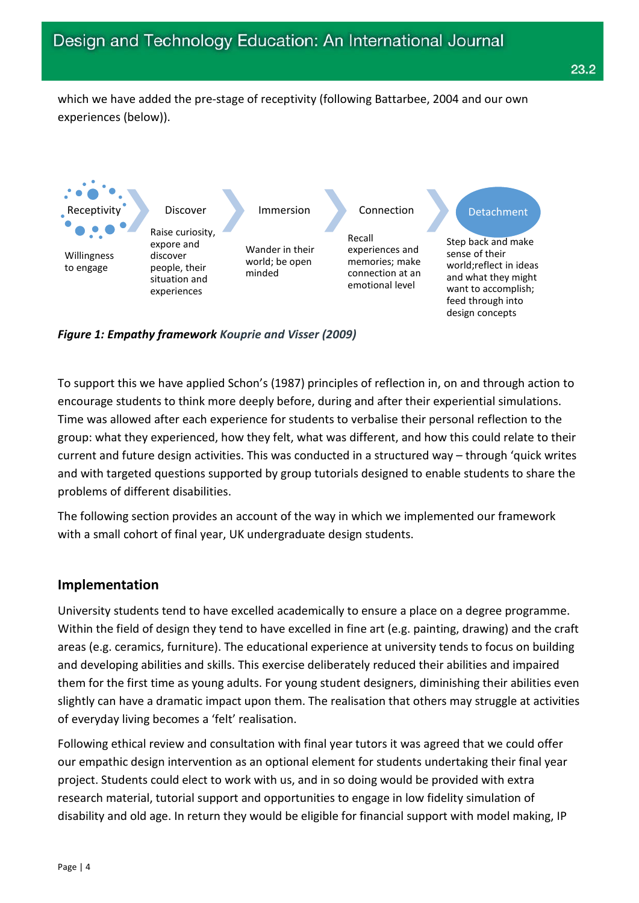which we have added the pre-stage of receptivity (following Battarbee, 2004 and our own experiences (below)).

Receptivity — Willingness to engage

Discover — Raise curiosity, expore and discover people, their situation and experiences

Immersion — Wander in their world; be open minded

Connection — Recall experiences and memories; make connection at an emotional level

Detachment — Step back and make sense of their world;reflect in ideas and what they might want to accomplish; feed through into design concepts

***Figure 1: Empathy framework** Kouprie and Visser (2009)*

To support this we have applied Schon's (1987) principles of reflection in, on and through action to encourage students to think more deeply before, during and after their experiential simulations. Time was allowed after each experience for students to verbalise their personal reflection to the group: what they experienced, how they felt, what was different, and how this could relate to their current and future design activities. This was conducted in a structured way – through 'quick writes and with targeted questions supported by group tutorials designed to enable students to share the problems of different disabilities.

The following section provides an account of the way in which we implemented our framework with a small cohort of final year, UK undergraduate design students.

## Implementation

University students tend to have excelled academically to ensure a place on a degree programme. Within the field of design they tend to have excelled in fine art (e.g. painting, drawing) and the craft areas (e.g. ceramics, furniture). The educational experience at university tends to focus on building and developing abilities and skills. This exercise deliberately reduced their abilities and impaired them for the first time as young adults. For young student designers, diminishing their abilities even slightly can have a dramatic impact upon them. The realisation that others may struggle at activities of everyday living becomes a 'felt' realisation.

Following ethical review and consultation with final year tutors it was agreed that we could offer our empathic design intervention as an optional element for students undertaking their final year project. Students could elect to work with us, and in so doing would be provided with extra research material, tutorial support and opportunities to engage in low fidelity simulation of disability and old age. In return they would be eligible for financial support with model making, IP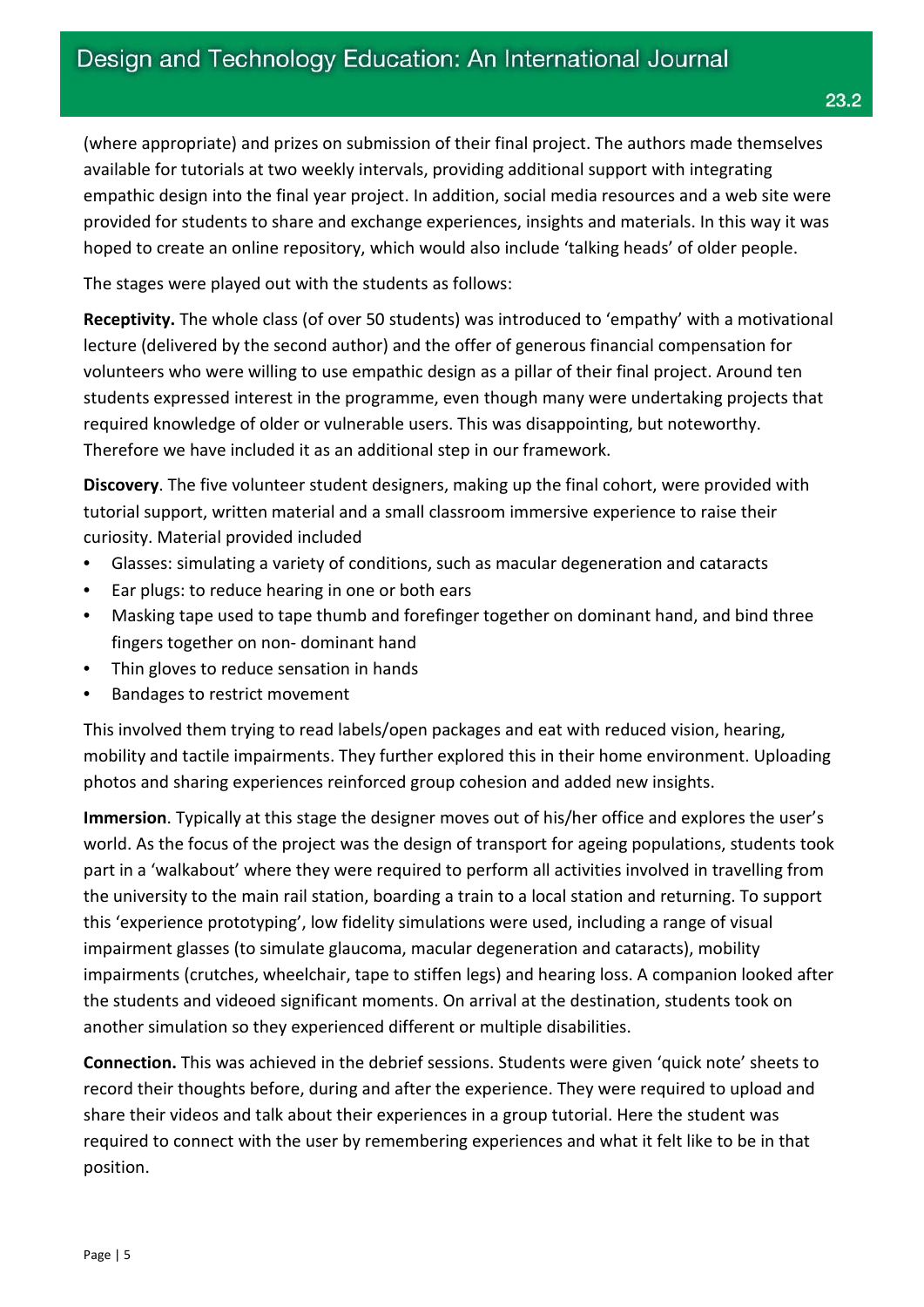(where appropriate) and prizes on submission of their final project. The authors made themselves available for tutorials at two weekly intervals, providing additional support with integrating empathic design into the final year project. In addition, social media resources and a web site were provided for students to share and exchange experiences, insights and materials. In this way it was hoped to create an online repository, which would also include 'talking heads' of older people.

The stages were played out with the students as follows:

**Receptivity.** The whole class (of over 50 students) was introduced to 'empathy' with a motivational lecture (delivered by the second author) and the offer of generous financial compensation for volunteers who were willing to use empathic design as a pillar of their final project. Around ten students expressed interest in the programme, even though many were undertaking projects that required knowledge of older or vulnerable users. This was disappointing, but noteworthy. Therefore we have included it as an additional step in our framework.

**Discovery**. The five volunteer student designers, making up the final cohort, were provided with tutorial support, written material and a small classroom immersive experience to raise their curiosity. Material provided included

- Glasses: simulating a variety of conditions, such as macular degeneration and cataracts
- Ear plugs: to reduce hearing in one or both ears
- Masking tape used to tape thumb and forefinger together on dominant hand, and bind three fingers together on non- dominant hand
- Thin gloves to reduce sensation in hands
- Bandages to restrict movement

This involved them trying to read labels/open packages and eat with reduced vision, hearing, mobility and tactile impairments. They further explored this in their home environment. Uploading photos and sharing experiences reinforced group cohesion and added new insights.

**Immersion**. Typically at this stage the designer moves out of his/her office and explores the user's world. As the focus of the project was the design of transport for ageing populations, students took part in a 'walkabout' where they were required to perform all activities involved in travelling from the university to the main rail station, boarding a train to a local station and returning. To support this 'experience prototyping', low fidelity simulations were used, including a range of visual impairment glasses (to simulate glaucoma, macular degeneration and cataracts), mobility impairments (crutches, wheelchair, tape to stiffen legs) and hearing loss. A companion looked after the students and videoed significant moments. On arrival at the destination, students took on another simulation so they experienced different or multiple disabilities.

**Connection.** This was achieved in the debrief sessions. Students were given 'quick note' sheets to record their thoughts before, during and after the experience. They were required to upload and share their videos and talk about their experiences in a group tutorial. Here the student was required to connect with the user by remembering experiences and what it felt like to be in that position.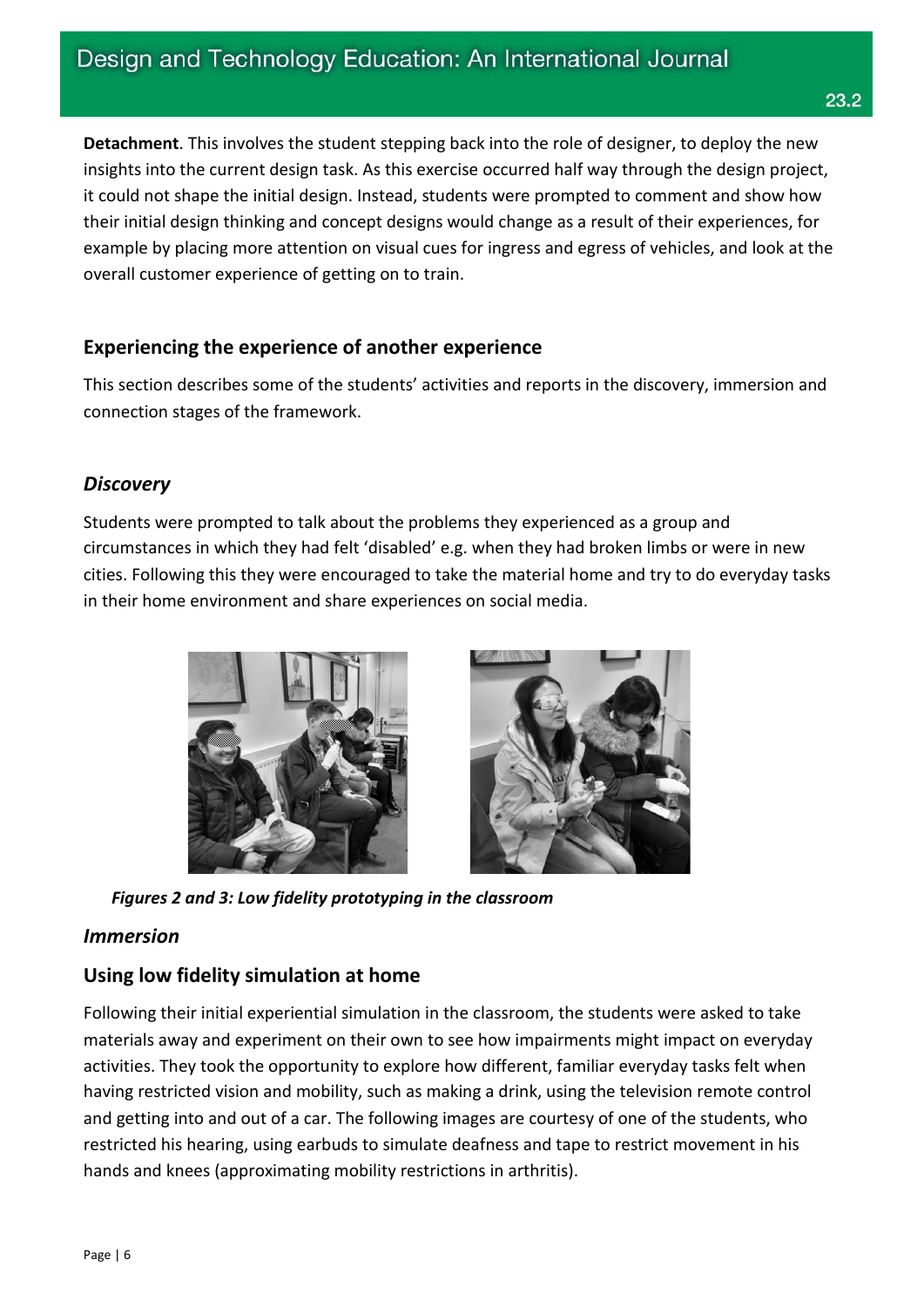**Detachment**. This involves the student stepping back into the role of designer, to deploy the new insights into the current design task. As this exercise occurred half way through the design project, it could not shape the initial design. Instead, students were prompted to comment and show how their initial design thinking and concept designs would change as a result of their experiences, for example by placing more attention on visual cues for ingress and egress of vehicles, and look at the overall customer experience of getting on to train.

## Experiencing the experience of another experience

This section describes some of the students' activities and reports in the discovery, immersion and connection stages of the framework.

### *Discovery*

Students were prompted to talk about the problems they experienced as a group and circumstances in which they had felt 'disabled' e.g. when they had broken limbs or were in new cities. Following this they were encouraged to take the material home and try to do everyday tasks in their home environment and share experiences on social media.

***Figures 2 and 3: Low fidelity prototyping in the classroom***

### *Immersion*

## Using low fidelity simulation at home

Following their initial experiential simulation in the classroom, the students were asked to take materials away and experiment on their own to see how impairments might impact on everyday activities. They took the opportunity to explore how different, familiar everyday tasks felt when having restricted vision and mobility, such as making a drink, using the television remote control and getting into and out of a car. The following images are courtesy of one of the students, who restricted his hearing, using earbuds to simulate deafness and tape to restrict movement in his hands and knees (approximating mobility restrictions in arthritis).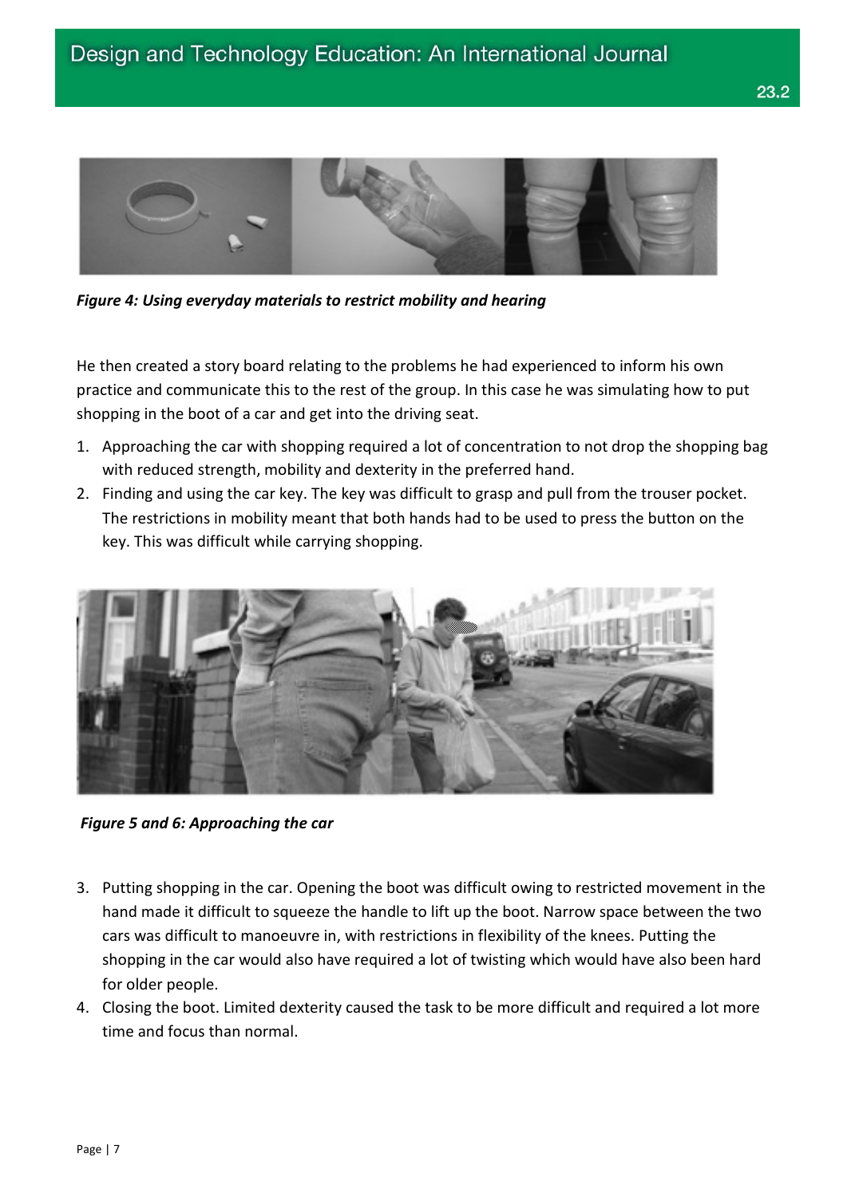*Figure 4: Using everyday materials to restrict mobility and hearing*

He then created a story board relating to the problems he had experienced to inform his own practice and communicate this to the rest of the group. In this case he was simulating how to put shopping in the boot of a car and get into the driving seat.

1. Approaching the car with shopping required a lot of concentration to not drop the shopping bag with reduced strength, mobility and dexterity in the preferred hand.
2. Finding and using the car key. The key was difficult to grasp and pull from the trouser pocket. The restrictions in mobility meant that both hands had to be used to press the button on the key. This was difficult while carrying shopping.

*Figure 5 and 6: Approaching the car*

3. Putting shopping in the car. Opening the boot was difficult owing to restricted movement in the hand made it difficult to squeeze the handle to lift up the boot. Narrow space between the two cars was difficult to manoeuvre in, with restrictions in flexibility of the knees. Putting the shopping in the car would also have required a lot of twisting which would have also been hard for older people.
4. Closing the boot. Limited dexterity caused the task to be more difficult and required a lot more time and focus than normal.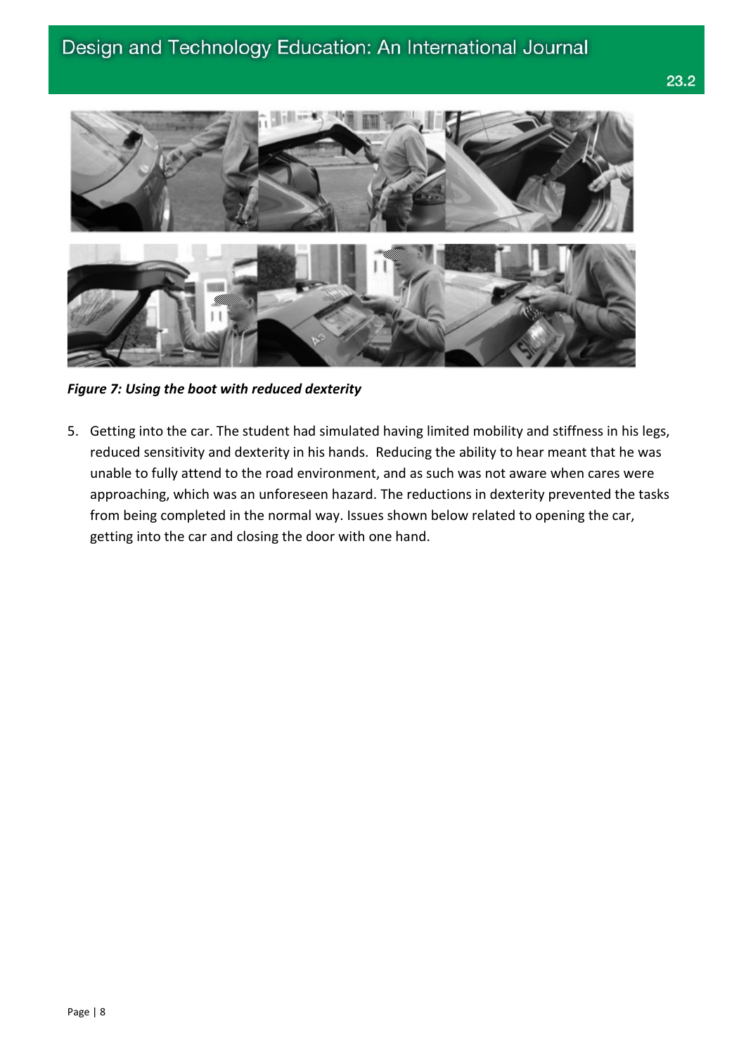*Figure 7: Using the boot with reduced dexterity*

5. Getting into the car. The student had simulated having limited mobility and stiffness in his legs, reduced sensitivity and dexterity in his hands. Reducing the ability to hear meant that he was unable to fully attend to the road environment, and as such was not aware when cares were approaching, which was an unforeseen hazard. The reductions in dexterity prevented the tasks from being completed in the normal way. Issues shown below related to opening the car, getting into the car and closing the door with one hand.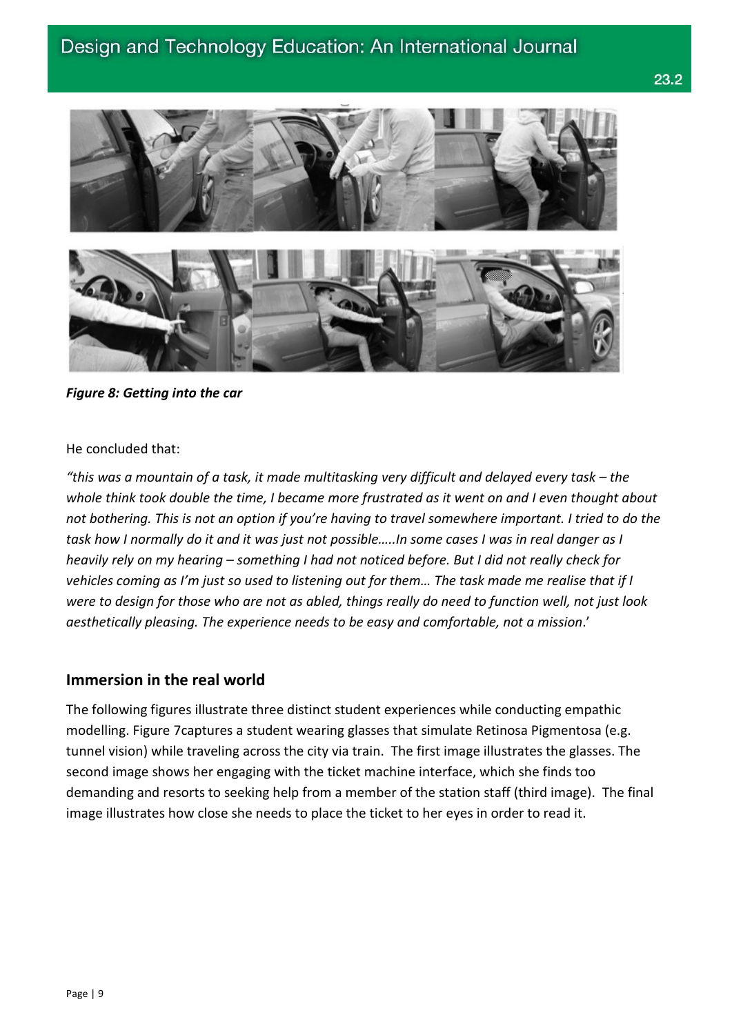*Figure 8: Getting into the car*

He concluded that:

*"this was a mountain of a task, it made multitasking very difficult and delayed every task – the whole think took double the time, I became more frustrated as it went on and I even thought about not bothering. This is not an option if you're having to travel somewhere important. I tried to do the task how I normally do it and it was just not possible…..In some cases I was in real danger as I heavily rely on my hearing – something I had not noticed before. But I did not really check for vehicles coming as I'm just so used to listening out for them… The task made me realise that if I were to design for those who are not as abled, things really do need to function well, not just look aesthetically pleasing. The experience needs to be easy and comfortable, not a mission*.'

## Immersion in the real world

The following figures illustrate three distinct student experiences while conducting empathic modelling. Figure 7captures a student wearing glasses that simulate Retinosa Pigmentosa (e.g. tunnel vision) while traveling across the city via train. The first image illustrates the glasses. The second image shows her engaging with the ticket machine interface, which she finds too demanding and resorts to seeking help from a member of the station staff (third image). The final image illustrates how close she needs to place the ticket to her eyes in order to read it.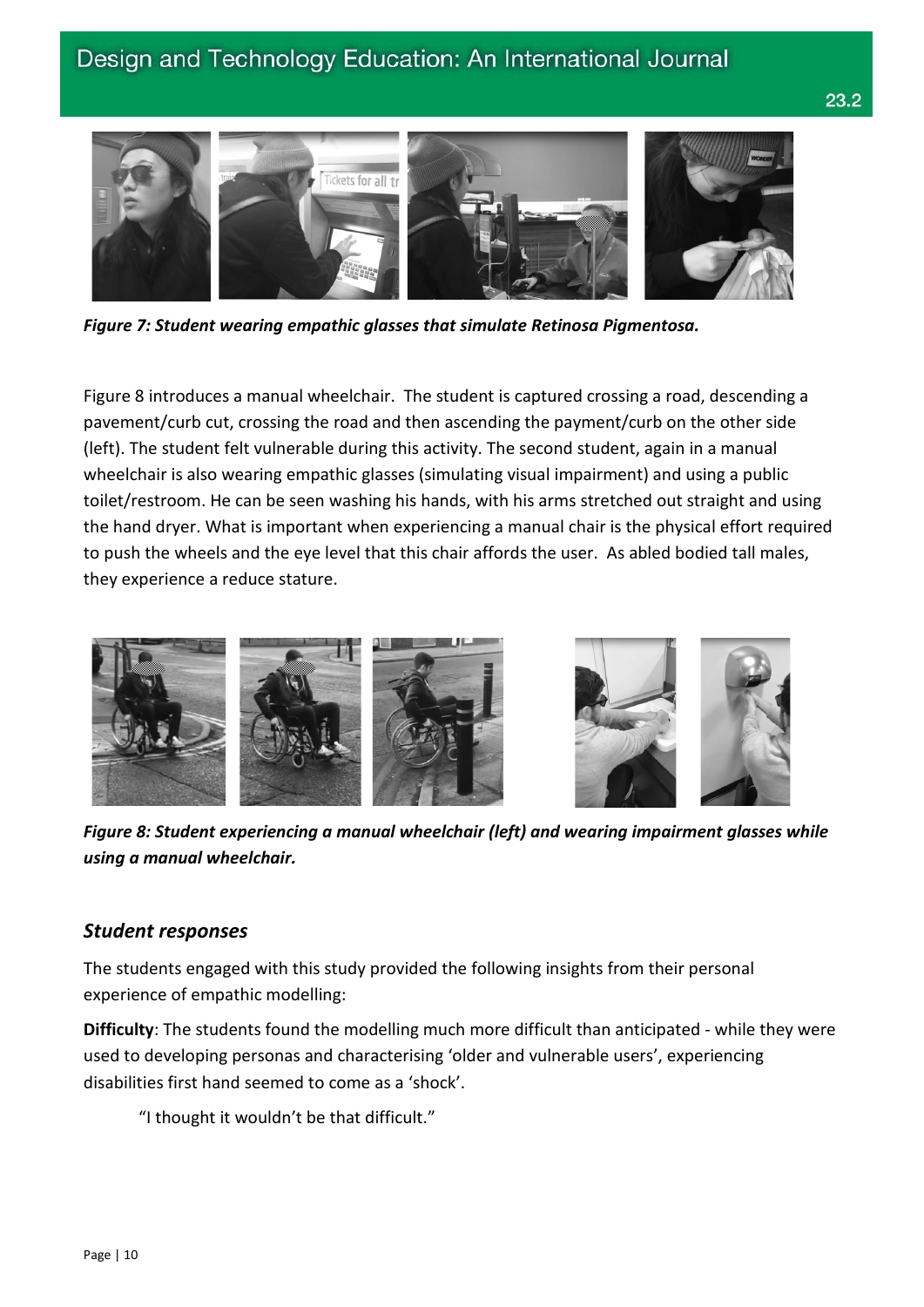*Figure 7: Student wearing empathic glasses that simulate Retinosa Pigmentosa.*

Figure 8 introduces a manual wheelchair. The student is captured crossing a road, descending a pavement/curb cut, crossing the road and then ascending the payment/curb on the other side (left). The student felt vulnerable during this activity. The second student, again in a manual wheelchair is also wearing empathic glasses (simulating visual impairment) and using a public toilet/restroom. He can be seen washing his hands, with his arms stretched out straight and using the hand dryer. What is important when experiencing a manual chair is the physical effort required to push the wheels and the eye level that this chair affords the user. As abled bodied tall males, they experience a reduce stature.

*Figure 8: Student experiencing a manual wheelchair (left) and wearing impairment glasses while using a manual wheelchair.*

## *Student responses*

The students engaged with this study provided the following insights from their personal experience of empathic modelling:

**Difficulty**: The students found the modelling much more difficult than anticipated - while they were used to developing personas and characterising 'older and vulnerable users', experiencing disabilities first hand seemed to come as a 'shock'.

> "I thought it wouldn't be that difficult."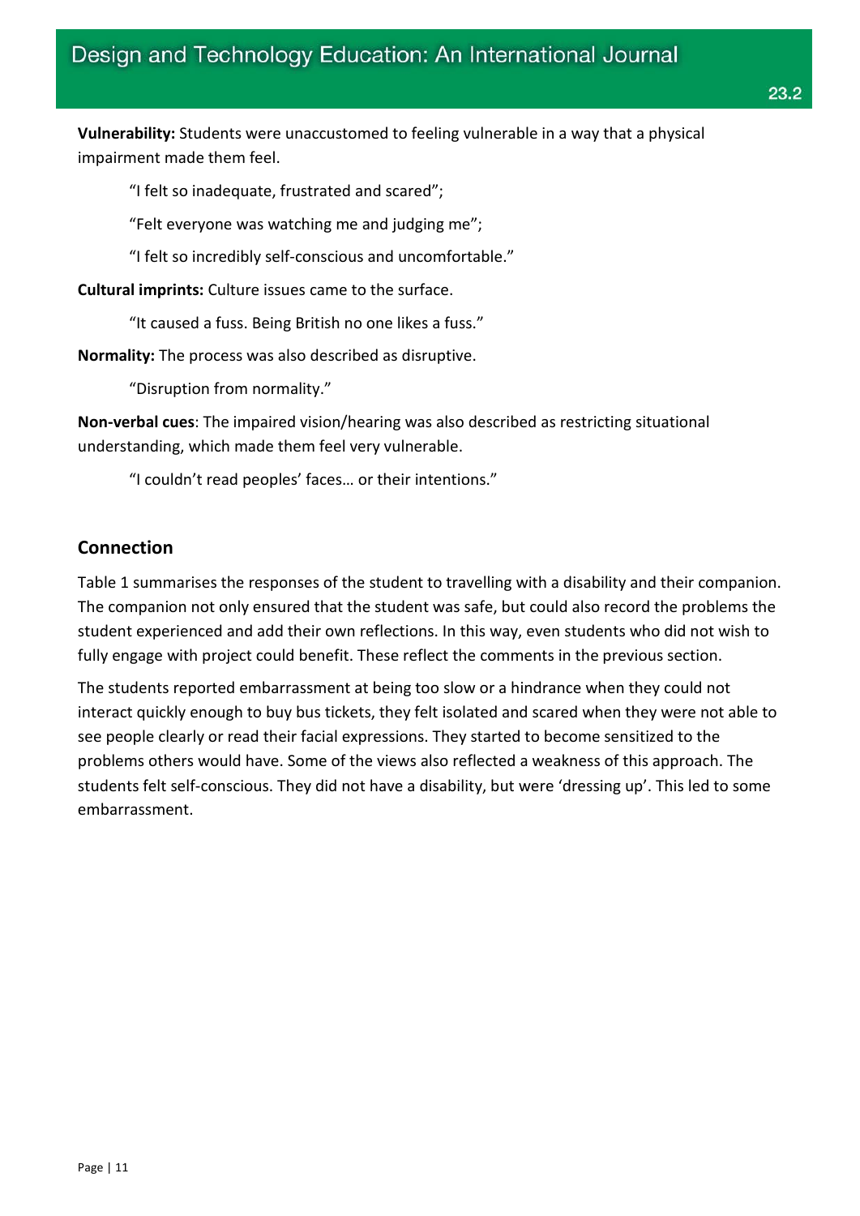**Vulnerability:** Students were unaccustomed to feeling vulnerable in a way that a physical impairment made them feel.

> "I felt so inadequate, frustrated and scared";
>
> "Felt everyone was watching me and judging me";
>
> "I felt so incredibly self-conscious and uncomfortable."

**Cultural imprints:** Culture issues came to the surface.

> "It caused a fuss. Being British no one likes a fuss."

**Normality:** The process was also described as disruptive.

> "Disruption from normality."

**Non-verbal cues**: The impaired vision/hearing was also described as restricting situational understanding, which made them feel very vulnerable.

> "I couldn't read peoples' faces… or their intentions."

## Connection

Table 1 summarises the responses of the student to travelling with a disability and their companion. The companion not only ensured that the student was safe, but could also record the problems the student experienced and add their own reflections. In this way, even students who did not wish to fully engage with project could benefit. These reflect the comments in the previous section.

The students reported embarrassment at being too slow or a hindrance when they could not interact quickly enough to buy bus tickets, they felt isolated and scared when they were not able to see people clearly or read their facial expressions. They started to become sensitized to the problems others would have. Some of the views also reflected a weakness of this approach. The students felt self-conscious. They did not have a disability, but were 'dressing up'. This led to some embarrassment.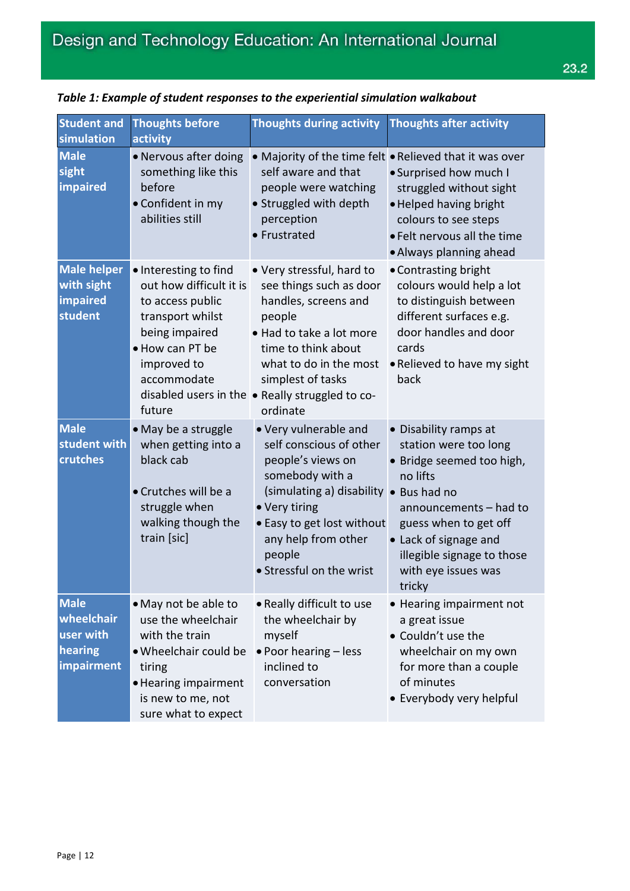*Table 1: Example of student responses to the experiential simulation walkabout*

| Student and simulation | Thoughts before activity | Thoughts during activity | Thoughts after activity |
|---|---|---|---|
| **Male sight impaired** | • Nervous after doing something like this before<br>• Confident in my abilities still | • Majority of the time felt self aware and that people were watching<br>• Struggled with depth perception<br>• Frustrated | • Relieved that it was over<br>• Surprised how much I struggled without sight<br>• Helped having bright colours to see steps<br>• Felt nervous all the time<br>• Always planning ahead |
| **Male helper with sight impaired student** | • Interesting to find out how difficult it is to access public transport whilst being impaired<br>• How can PT be improved to accommodate disabled users in the future | • Very stressful, hard to see things such as door handles, screens and people<br>• Had to take a lot more time to think about what to do in the most simplest of tasks<br>• Really struggled to co-ordinate | • Contrasting bright colours would help a lot to distinguish between different surfaces e.g. door handles and door cards<br>• Relieved to have my sight back |
| **Male student with crutches** | • May be a struggle when getting into a black cab<br>• Crutches will be a struggle when walking though the train [sic] | • Very vulnerable and self conscious of other people's views on somebody with a (simulating a) disability<br>• Very tiring<br>• Easy to get lost without any help from other people<br>• Stressful on the wrist | • Disability ramps at station were too long<br>• Bridge seemed too high, no lifts<br>• Bus had no announcements – had to guess when to get off<br>• Lack of signage and illegible signage to those with eye issues was tricky |
| **Male wheelchair user with hearing impairment** | • May not be able to use the wheelchair with the train<br>• Wheelchair could be tiring<br>• Hearing impairment is new to me, not sure what to expect | • Really difficult to use the wheelchair by myself<br>• Poor hearing – less inclined to conversation | • Hearing impairment not a great issue<br>• Couldn't use the wheelchair on my own for more than a couple of minutes<br>• Everybody very helpful |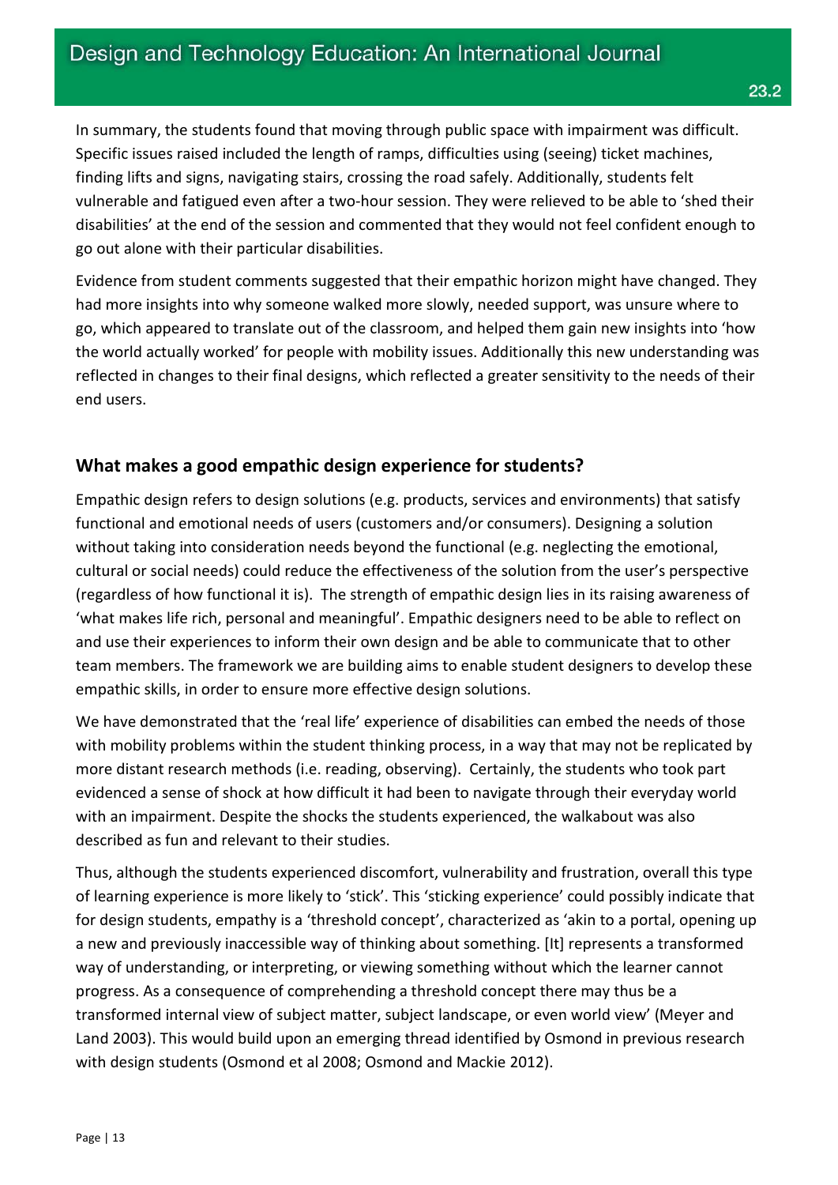In summary, the students found that moving through public space with impairment was difficult. Specific issues raised included the length of ramps, difficulties using (seeing) ticket machines, finding lifts and signs, navigating stairs, crossing the road safely. Additionally, students felt vulnerable and fatigued even after a two-hour session. They were relieved to be able to 'shed their disabilities' at the end of the session and commented that they would not feel confident enough to go out alone with their particular disabilities.

Evidence from student comments suggested that their empathic horizon might have changed. They had more insights into why someone walked more slowly, needed support, was unsure where to go, which appeared to translate out of the classroom, and helped them gain new insights into 'how the world actually worked' for people with mobility issues. Additionally this new understanding was reflected in changes to their final designs, which reflected a greater sensitivity to the needs of their end users.

## What makes a good empathic design experience for students?

Empathic design refers to design solutions (e.g. products, services and environments) that satisfy functional and emotional needs of users (customers and/or consumers). Designing a solution without taking into consideration needs beyond the functional (e.g. neglecting the emotional, cultural or social needs) could reduce the effectiveness of the solution from the user's perspective (regardless of how functional it is). The strength of empathic design lies in its raising awareness of 'what makes life rich, personal and meaningful'. Empathic designers need to be able to reflect on and use their experiences to inform their own design and be able to communicate that to other team members. The framework we are building aims to enable student designers to develop these empathic skills, in order to ensure more effective design solutions.

We have demonstrated that the 'real life' experience of disabilities can embed the needs of those with mobility problems within the student thinking process, in a way that may not be replicated by more distant research methods (i.e. reading, observing). Certainly, the students who took part evidenced a sense of shock at how difficult it had been to navigate through their everyday world with an impairment. Despite the shocks the students experienced, the walkabout was also described as fun and relevant to their studies.

Thus, although the students experienced discomfort, vulnerability and frustration, overall this type of learning experience is more likely to 'stick'. This 'sticking experience' could possibly indicate that for design students, empathy is a 'threshold concept', characterized as 'akin to a portal, opening up a new and previously inaccessible way of thinking about something. [It] represents a transformed way of understanding, or interpreting, or viewing something without which the learner cannot progress. As a consequence of comprehending a threshold concept there may thus be a transformed internal view of subject matter, subject landscape, or even world view' (Meyer and Land 2003). This would build upon an emerging thread identified by Osmond in previous research with design students (Osmond et al 2008; Osmond and Mackie 2012).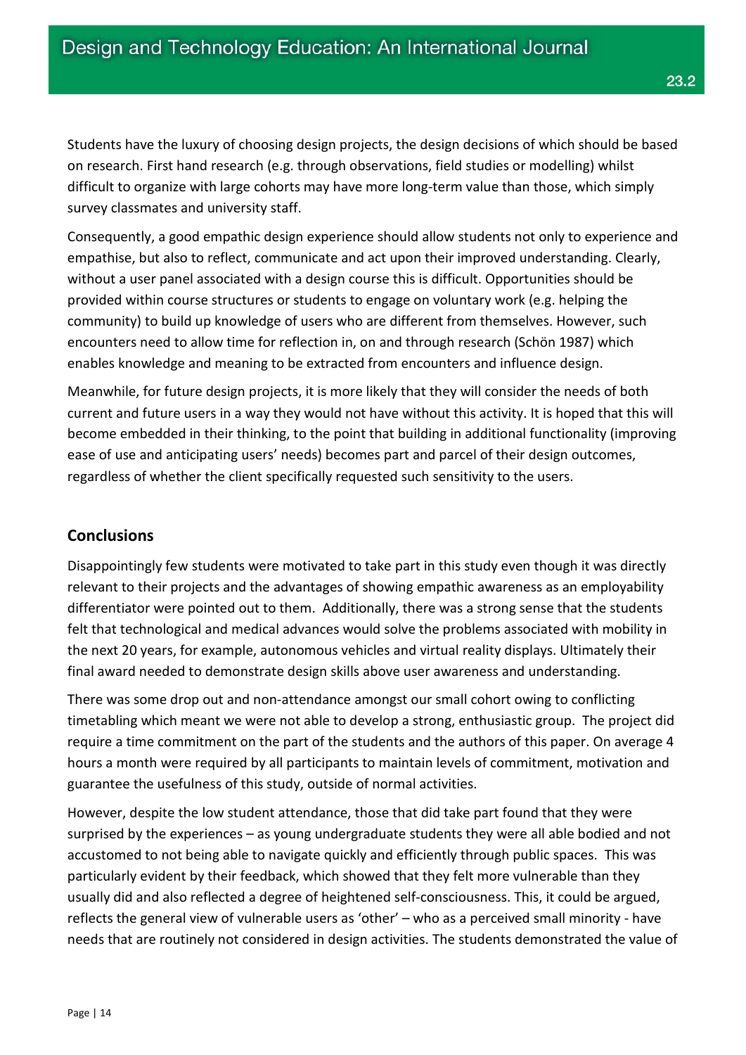Students have the luxury of choosing design projects, the design decisions of which should be based on research. First hand research (e.g. through observations, field studies or modelling) whilst difficult to organize with large cohorts may have more long-term value than those, which simply survey classmates and university staff.

Consequently, a good empathic design experience should allow students not only to experience and empathise, but also to reflect, communicate and act upon their improved understanding. Clearly, without a user panel associated with a design course this is difficult. Opportunities should be provided within course structures or students to engage on voluntary work (e.g. helping the community) to build up knowledge of users who are different from themselves. However, such encounters need to allow time for reflection in, on and through research (Schön 1987) which enables knowledge and meaning to be extracted from encounters and influence design.

Meanwhile, for future design projects, it is more likely that they will consider the needs of both current and future users in a way they would not have without this activity. It is hoped that this will become embedded in their thinking, to the point that building in additional functionality (improving ease of use and anticipating users' needs) becomes part and parcel of their design outcomes, regardless of whether the client specifically requested such sensitivity to the users.

## Conclusions

Disappointingly few students were motivated to take part in this study even though it was directly relevant to their projects and the advantages of showing empathic awareness as an employability differentiator were pointed out to them. Additionally, there was a strong sense that the students felt that technological and medical advances would solve the problems associated with mobility in the next 20 years, for example, autonomous vehicles and virtual reality displays. Ultimately their final award needed to demonstrate design skills above user awareness and understanding.

There was some drop out and non-attendance amongst our small cohort owing to conflicting timetabling which meant we were not able to develop a strong, enthusiastic group. The project did require a time commitment on the part of the students and the authors of this paper. On average 4 hours a month were required by all participants to maintain levels of commitment, motivation and guarantee the usefulness of this study, outside of normal activities.

However, despite the low student attendance, those that did take part found that they were surprised by the experiences – as young undergraduate students they were all able bodied and not accustomed to not being able to navigate quickly and efficiently through public spaces. This was particularly evident by their feedback, which showed that they felt more vulnerable than they usually did and also reflected a degree of heightened self-consciousness. This, it could be argued, reflects the general view of vulnerable users as 'other' – who as a perceived small minority - have needs that are routinely not considered in design activities. The students demonstrated the value of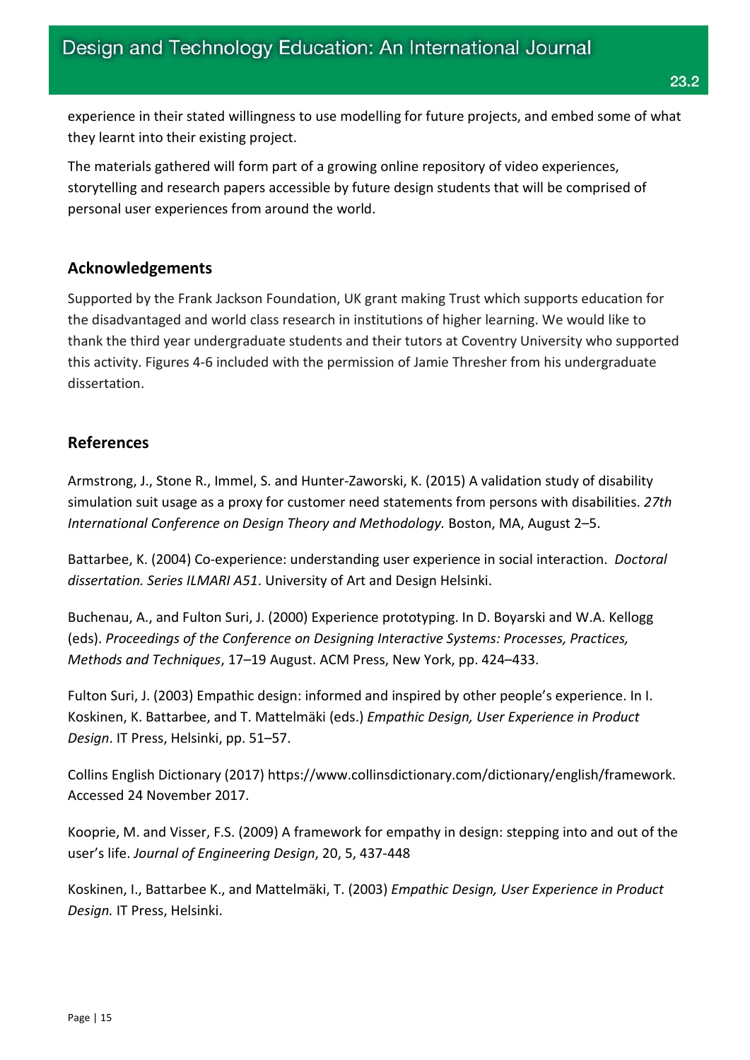experience in their stated willingness to use modelling for future projects, and embed some of what they learnt into their existing project.

The materials gathered will form part of a growing online repository of video experiences, storytelling and research papers accessible by future design students that will be comprised of personal user experiences from around the world.

## Acknowledgements

Supported by the Frank Jackson Foundation, UK grant making Trust which supports education for the disadvantaged and world class research in institutions of higher learning. We would like to thank the third year undergraduate students and their tutors at Coventry University who supported this activity. Figures 4-6 included with the permission of Jamie Thresher from his undergraduate dissertation.

## References

Armstrong, J., Stone R., Immel, S. and Hunter-Zaworski, K. (2015) A validation study of disability simulation suit usage as a proxy for customer need statements from persons with disabilities. *27th International Conference on Design Theory and Methodology.* Boston, MA, August 2–5.

Battarbee, K. (2004) Co-experience: understanding user experience in social interaction. *Doctoral dissertation. Series ILMARI A51*. University of Art and Design Helsinki.

Buchenau, A., and Fulton Suri, J. (2000) Experience prototyping. In D. Boyarski and W.A. Kellogg (eds). *Proceedings of the Conference on Designing Interactive Systems: Processes, Practices, Methods and Techniques*, 17–19 August. ACM Press, New York, pp. 424–433.

Fulton Suri, J. (2003) Empathic design: informed and inspired by other people's experience. In I. Koskinen, K. Battarbee, and T. Mattelmäki (eds.) *Empathic Design, User Experience in Product Design*. IT Press, Helsinki, pp. 51–57.

Collins English Dictionary (2017) https://www.collinsdictionary.com/dictionary/english/framework. Accessed 24 November 2017.

Kooprie, M. and Visser, F.S. (2009) A framework for empathy in design: stepping into and out of the user's life. *Journal of Engineering Design*, 20, 5, 437-448

Koskinen, I., Battarbee K., and Mattelmäki, T. (2003) *Empathic Design, User Experience in Product Design.* IT Press, Helsinki.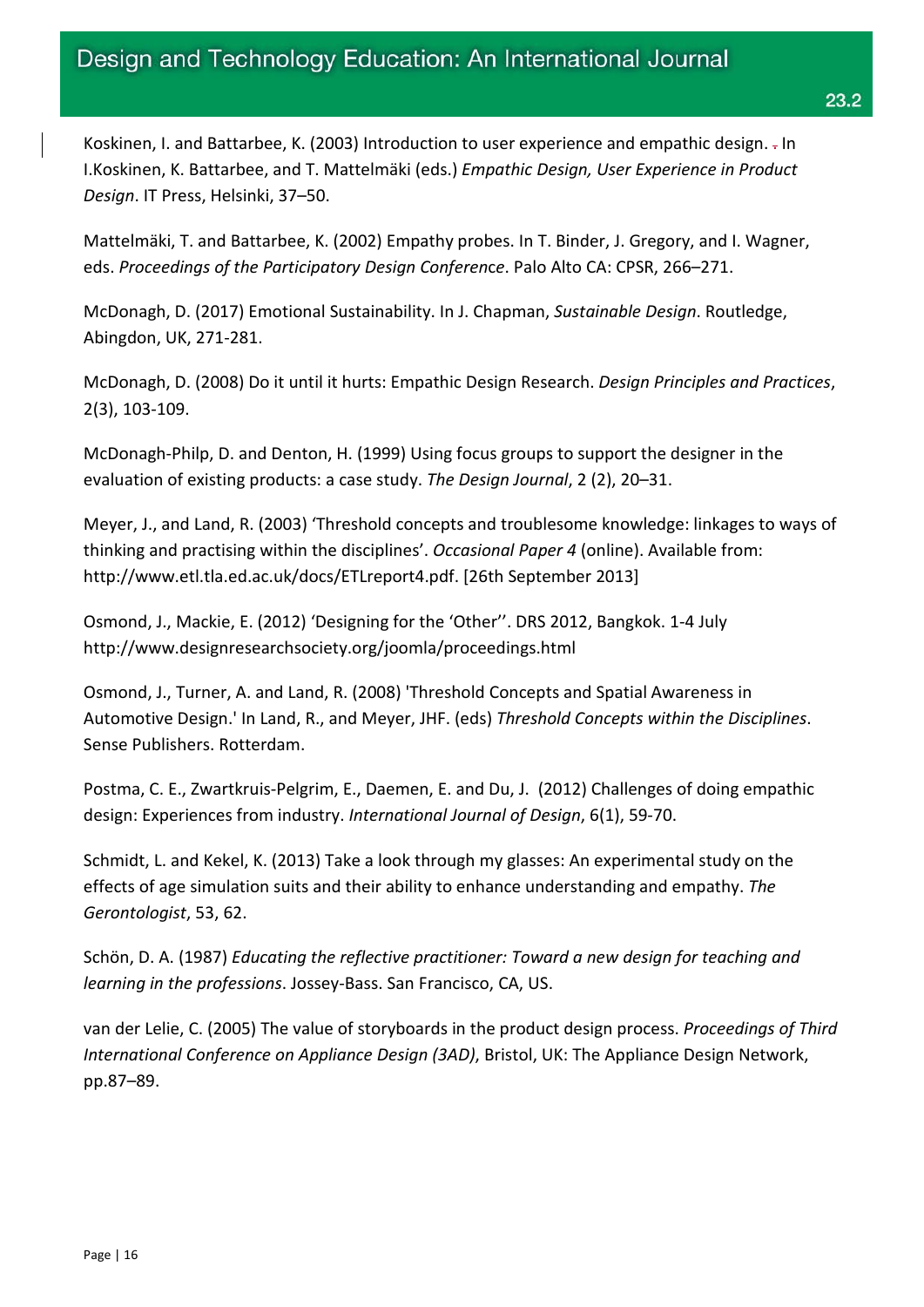Koskinen, I. and Battarbee, K. (2003) Introduction to user experience and empathic design. . In I.Koskinen, K. Battarbee, and T. Mattelmäki (eds.) *Empathic Design, User Experience in Product Design*. IT Press, Helsinki, 37–50.

Mattelmäki, T. and Battarbee, K. (2002) Empathy probes. In T. Binder, J. Gregory, and I. Wagner, eds. *Proceedings of the Participatory Design Conference*. Palo Alto CA: CPSR, 266–271.

McDonagh, D. (2017) Emotional Sustainability. In J. Chapman, *Sustainable Design*. Routledge, Abingdon, UK, 271-281.

McDonagh, D. (2008) Do it until it hurts: Empathic Design Research. *Design Principles and Practices*, 2(3), 103-109.

McDonagh-Philp, D. and Denton, H. (1999) Using focus groups to support the designer in the evaluation of existing products: a case study. *The Design Journal*, 2 (2), 20–31.

Meyer, J., and Land, R. (2003) 'Threshold concepts and troublesome knowledge: linkages to ways of thinking and practising within the disciplines'. *Occasional Paper 4* (online). Available from: http://www.etl.tla.ed.ac.uk/docs/ETLreport4.pdf. [26th September 2013]

Osmond, J., Mackie, E. (2012) 'Designing for the 'Other''. DRS 2012, Bangkok. 1-4 July http://www.designresearchsociety.org/joomla/proceedings.html

Osmond, J., Turner, A. and Land, R. (2008) 'Threshold Concepts and Spatial Awareness in Automotive Design.' In Land, R., and Meyer, JHF. (eds) *Threshold Concepts within the Disciplines*. Sense Publishers. Rotterdam.

Postma, C. E., Zwartkruis-Pelgrim, E., Daemen, E. and Du, J. (2012) Challenges of doing empathic design: Experiences from industry. *International Journal of Design*, 6(1), 59-70.

Schmidt, L. and Kekel, K. (2013) Take a look through my glasses: An experimental study on the effects of age simulation suits and their ability to enhance understanding and empathy. *The Gerontologist*, 53, 62.

Schön, D. A. (1987) *Educating the reflective practitioner: Toward a new design for teaching and learning in the professions*. Jossey-Bass. San Francisco, CA, US.

van der Lelie, C. (2005) The value of storyboards in the product design process. *Proceedings of Third International Conference on Appliance Design (3AD)*, Bristol, UK: The Appliance Design Network, pp.87–89.